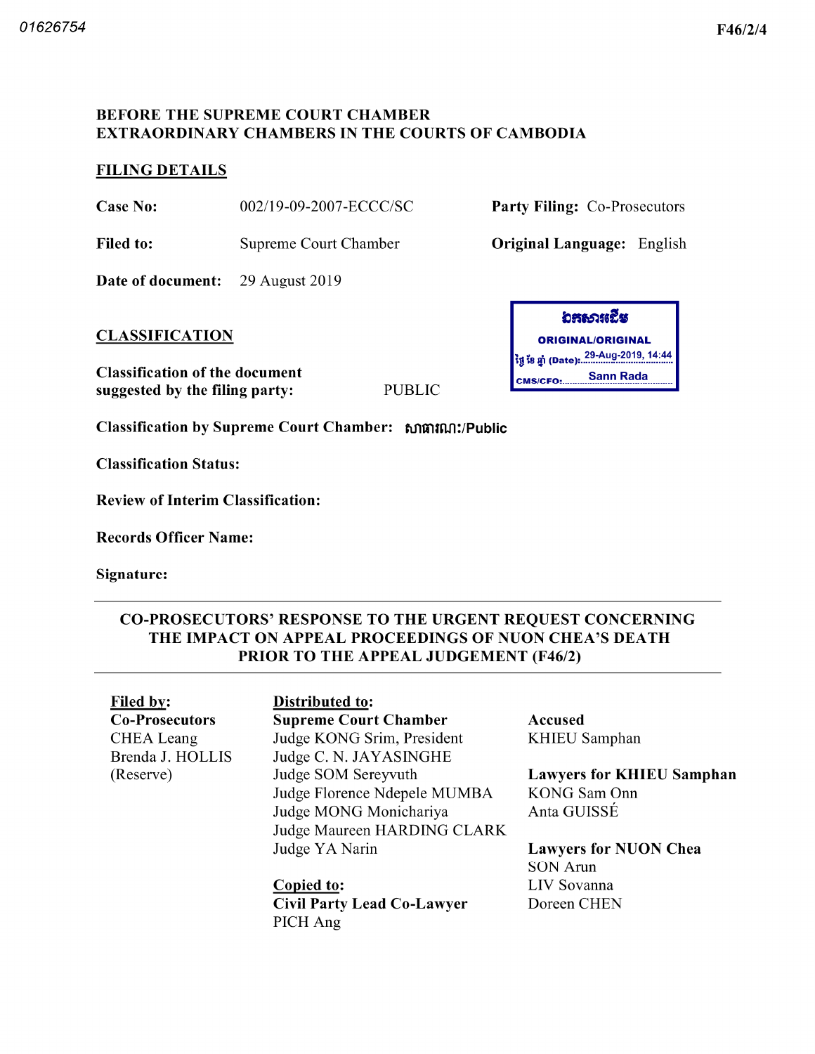01626754

F46/2/4

**BEFORE THE SUPREME COURT CHAMBER**
**EXTRAORDINARY CHAMBERS IN THE COURTS OF CAMBODIA**

**FILING DETAILS**

**Case No:** 002/19-09-2007-ECCC/SC

**Party Filing:** Co-Prosecutors

**Filed to:** Supreme Court Chamber

**Original Language:** English

**Date of document:** 29 August 2019

ឯកសារដើម
ORIGINAL/ORIGINAL
ថ្ងៃ ខែ ឆ្នាំ (Date): 29-Aug-2019, 14:44
CMS/CFO: Sann Rada

**CLASSIFICATION**

**Classification of the document suggested by the filing party:** PUBLIC

**Classification by Supreme Court Chamber:** សាធារណៈ/Public

**Classification Status:**

**Review of Interim Classification:**

**Records Officer Name:**

**Signature:**

---

**CO-PROSECUTORS' RESPONSE TO THE URGENT REQUEST CONCERNING THE IMPACT ON APPEAL PROCEEDINGS OF NUON CHEA'S DEATH PRIOR TO THE APPEAL JUDGEMENT (F46/2)**

---

**Filed by:**
**Co-Prosecutors**
CHEA Leang
Brenda J. HOLLIS
(Reserve)

**Distributed to:**
**Supreme Court Chamber**
Judge KONG Srim, President
Judge C. N. JAYASINGHE
Judge SOM Sereyvuth
Judge Florence Ndepele MUMBA
Judge MONG Monichariya
Judge Maureen HARDING CLARK
Judge YA Narin

**Copied to:**
**Civil Party Lead Co-Lawyer**
PICH Ang

**Accused**
KHIEU Samphan

**Lawyers for KHIEU Samphan**
KONG Sam Onn
Anta GUISSÉ

**Lawyers for NUON Chea**
SON Arun
LIV Sovanna
Doreen CHEN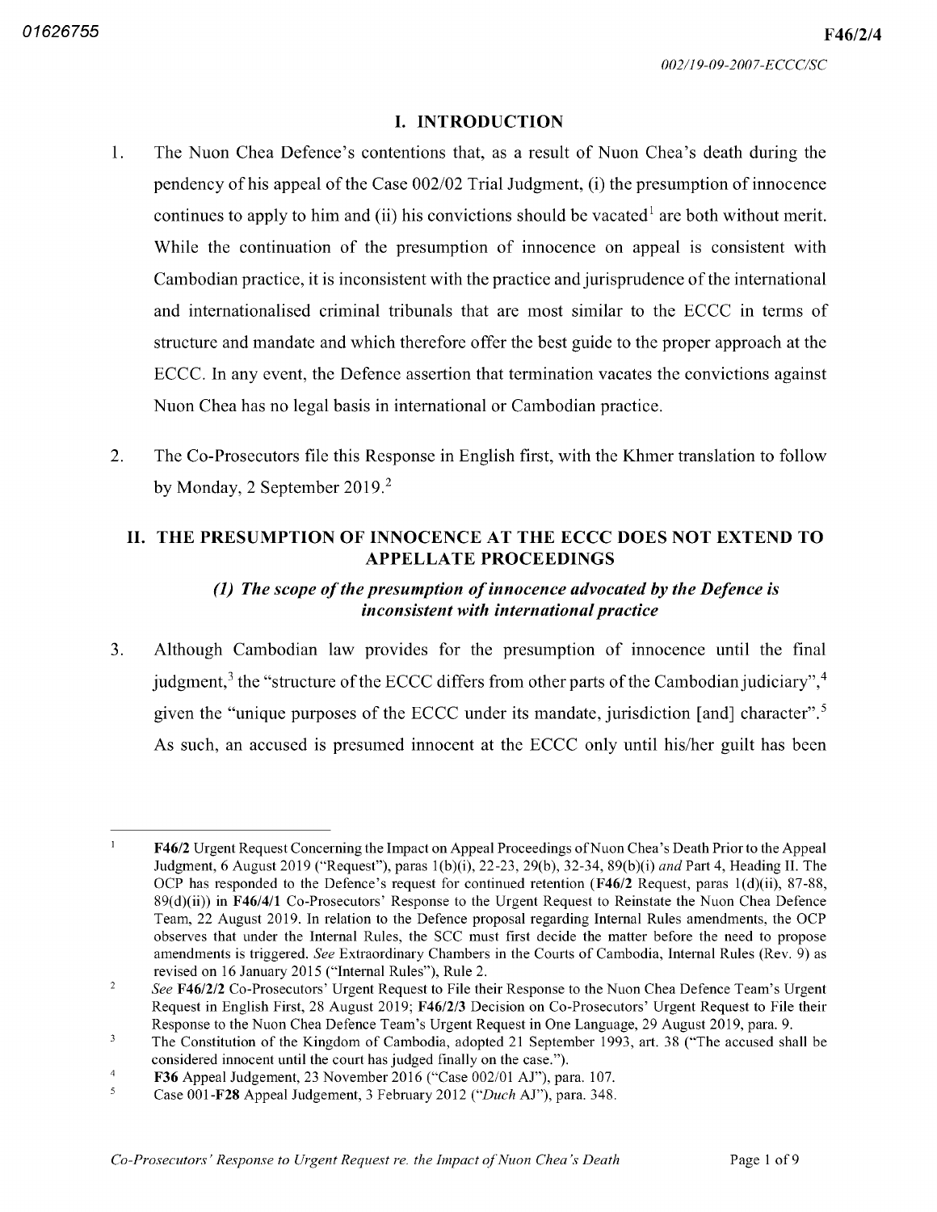## I. INTRODUCTION

1. The Nuon Chea Defence's contentions that, as a result of Nuon Chea's death during the pendency of his appeal of the Case 002/02 Trial Judgment, (i) the presumption of innocence continues to apply to him and (ii) his convictions should be vacated[1] are both without merit. While the continuation of the presumption of innocence on appeal is consistent with Cambodian practice, it is inconsistent with the practice and jurisprudence of the international and internationalised criminal tribunals that are most similar to the ECCC in terms of structure and mandate and which therefore offer the best guide to the proper approach at the ECCC. In any event, the Defence assertion that termination vacates the convictions against Nuon Chea has no legal basis in international or Cambodian practice.

2. The Co-Prosecutors file this Response in English first, with the Khmer translation to follow by Monday, 2 September 2019.[2]

## II. THE PRESUMPTION OF INNOCENCE AT THE ECCC DOES NOT EXTEND TO APPELLATE PROCEEDINGS

### *(1) The scope of the presumption of innocence advocated by the Defence is inconsistent with international practice*

3. Although Cambodian law provides for the presumption of innocence until the final judgment,[3] the "structure of the ECCC differs from other parts of the Cambodian judiciary",[4] given the "unique purposes of the ECCC under its mandate, jurisdiction [and] character".[5] As such, an accused is presumed innocent at the ECCC only until his/her guilt has been

---

[1] **F46/2** Urgent Request Concerning the Impact on Appeal Proceedings of Nuon Chea's Death Prior to the Appeal Judgment, 6 August 2019 ("Request"), paras 1(b)(i), 22-23, 29(b), 32-34, 89(b)(i) *and* Part 4, Heading II. The OCP has responded to the Defence's request for continued retention (**F46/2** Request, paras 1(d)(ii), 87-88, 89(d)(ii)) in **F46/4/1** Co-Prosecutors' Response to the Urgent Request to Reinstate the Nuon Chea Defence Team, 22 August 2019. In relation to the Defence proposal regarding Internal Rules amendments, the OCP observes that under the Internal Rules, the SCC must first decide the matter before the need to propose amendments is triggered. *See* Extraordinary Chambers in the Courts of Cambodia, Internal Rules (Rev. 9) as revised on 16 January 2015 ("Internal Rules"), Rule 2.

[2] *See* **F46/2/2** Co-Prosecutors' Urgent Request to File their Response to the Nuon Chea Defence Team's Urgent Request in English First, 28 August 2019; **F46/2/3** Decision on Co-Prosecutors' Urgent Request to File their Response to the Nuon Chea Defence Team's Urgent Request in One Language, 29 August 2019, para. 9.

[3] The Constitution of the Kingdom of Cambodia, adopted 21 September 1993, art. 38 ("The accused shall be considered innocent until the court has judged finally on the case.").

[4] **F36** Appeal Judgement, 23 November 2016 ("Case 002/01 AJ"), para. 107.

[5] Case 001-**F28** Appeal Judgement, 3 February 2012 ("*Duch* AJ"), para. 348.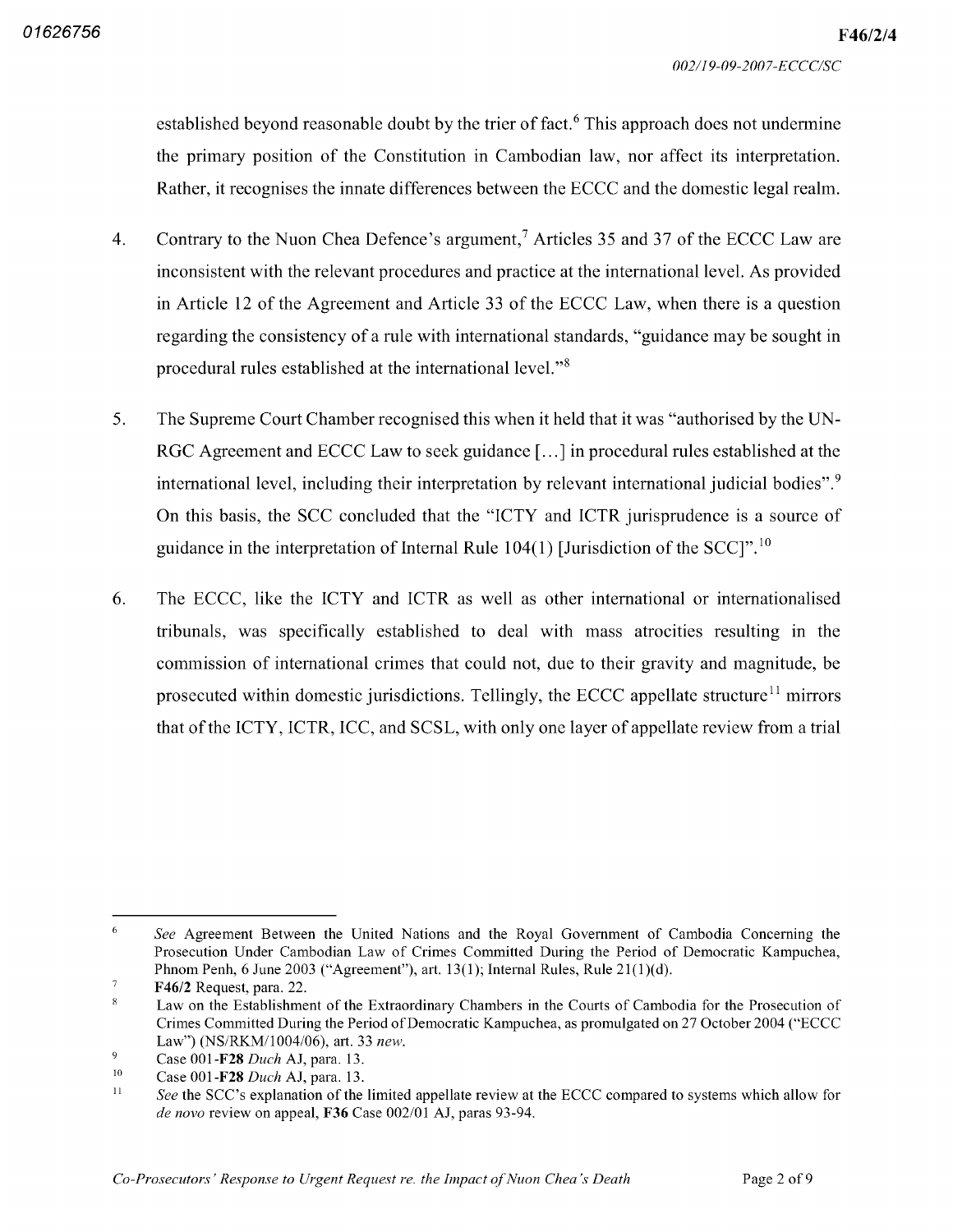established beyond reasonable doubt by the trier of fact.[6] This approach does not undermine the primary position of the Constitution in Cambodian law, nor affect its interpretation. Rather, it recognises the innate differences between the ECCC and the domestic legal realm.

4. Contrary to the Nuon Chea Defence's argument,[7] Articles 35 and 37 of the ECCC Law are inconsistent with the relevant procedures and practice at the international level. As provided in Article 12 of the Agreement and Article 33 of the ECCC Law, when there is a question regarding the consistency of a rule with international standards, "guidance may be sought in procedural rules established at the international level."[8]

5. The Supreme Court Chamber recognised this when it held that it was "authorised by the UN-RGC Agreement and ECCC Law to seek guidance [...] in procedural rules established at the international level, including their interpretation by relevant international judicial bodies".[9] On this basis, the SCC concluded that the "ICTY and ICTR jurisprudence is a source of guidance in the interpretation of Internal Rule 104(1) [Jurisdiction of the SCC]".[10]

6. The ECCC, like the ICTY and ICTR as well as other international or internationalised tribunals, was specifically established to deal with mass atrocities resulting in the commission of international crimes that could not, due to their gravity and magnitude, be prosecuted within domestic jurisdictions. Tellingly, the ECCC appellate structure[11] mirrors that of the ICTY, ICTR, ICC, and SCSL, with only one layer of appellate review from a trial

---

[6] *See* Agreement Between the United Nations and the Royal Government of Cambodia Concerning the Prosecution Under Cambodian Law of Crimes Committed During the Period of Democratic Kampuchea, Phnom Penh, 6 June 2003 ("Agreement"), art. 13(1); Internal Rules, Rule 21(1)(d).

[7] **F46/2** Request, para. 22.

[8] Law on the Establishment of the Extraordinary Chambers in the Courts of Cambodia for the Prosecution of Crimes Committed During the Period of Democratic Kampuchea, as promulgated on 27 October 2004 ("ECCC Law") (NS/RKM/1004/06), art. 33 *new*.

[9] Case 001-**F28** *Duch* AJ, para. 13.

[10] Case 001-**F28** *Duch* AJ, para. 13.

[11] *See* the SCC's explanation of the limited appellate review at the ECCC compared to systems which allow for *de novo* review on appeal, **F36** Case 002/01 AJ, paras 93-94.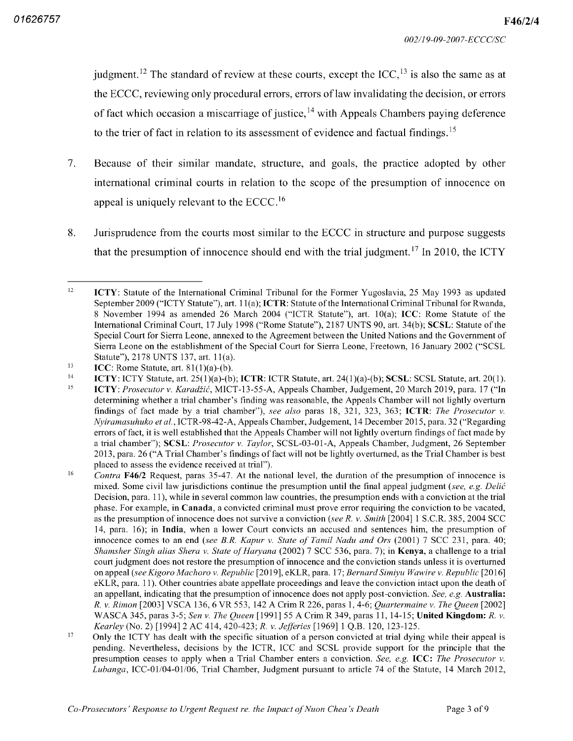judgment.[12] The standard of review at these courts, except the ICC,[13] is also the same as at the ECCC, reviewing only procedural errors, errors of law invalidating the decision, or errors of fact which occasion a miscarriage of justice,[14] with Appeals Chambers paying deference to the trier of fact in relation to its assessment of evidence and factual findings.[15]

7. Because of their similar mandate, structure, and goals, the practice adopted by other international criminal courts in relation to the scope of the presumption of innocence on appeal is uniquely relevant to the ECCC.[16]

8. Jurisprudence from the courts most similar to the ECCC in structure and purpose suggests that the presumption of innocence should end with the trial judgment.[17] In 2010, the ICTY

---

[12] **ICTY**: Statute of the International Criminal Tribunal for the Former Yugoslavia, 25 May 1993 as updated September 2009 ("ICTY Statute"), art. 11(a); **ICTR**: Statute of the International Criminal Tribunal for Rwanda, 8 November 1994 as amended 26 March 2004 ("ICTR Statute"), art. 10(a); **ICC**: Rome Statute of the International Criminal Court, 17 July 1998 ("Rome Statute"), 2187 UNTS 90, art. 34(b); **SCSL**: Statute of the Special Court for Sierra Leone, annexed to the Agreement between the United Nations and the Government of Sierra Leone on the establishment of the Special Court for Sierra Leone, Freetown, 16 January 2002 ("SCSL Statute"), 2178 UNTS 137, art. 11(a).

[13] **ICC**: Rome Statute, art. 81(1)(a)-(b).

[14] **ICTY**: ICTY Statute, art. 25(1)(a)-(b); **ICTR**: ICTR Statute, art. 24(1)(a)-(b); **SCSL**: SCSL Statute, art. 20(1).

[15] **ICTY**: *Prosecutor v. Karadžić*, MICT-13-55-A, Appeals Chamber, Judgement, 20 March 2019, para. 17 ("In determining whether a trial chamber's finding was reasonable, the Appeals Chamber will not lightly overturn findings of fact made by a trial chamber"), *see also* paras 18, 321, 323, 363; **ICTR**: *The Prosecutor v. Nyiramasuhuko et al.*, ICTR-98-42-A, Appeals Chamber, Judgement, 14 December 2015, para. 32 ("Regarding errors of fact, it is well established that the Appeals Chamber will not lightly overturn findings of fact made by a trial chamber"); **SCSL**: *Prosecutor v. Taylor*, SCSL-03-01-A, Appeals Chamber, Judgment, 26 September 2013, para. 26 ("A Trial Chamber's findings of fact will not be lightly overturned, as the Trial Chamber is best placed to assess the evidence received at trial").

[16] *Contra* **F46/2** Request, paras 35-47. At the national level, the duration of the presumption of innocence is mixed. Some civil law jurisdictions continue the presumption until the final appeal judgment (*see, e.g. Delić* Decision, para. 11), while in several common law countries, the presumption ends with a conviction at the trial phase. For example, **in Canada**, a convicted criminal must prove error requiring the conviction to be vacated, as the presumption of innocence does not survive a conviction (*see R. v. Smith* [2004] 1 S.C.R. 385, 2004 SCC 14, para. 16); in **India**, when a lower Court convicts an accused and sentences him, the presumption of innocence comes to an end (*see B.R. Kapur v. State of Tamil Nadu and Ors* (2001) 7 SCC 231, para. 40; *Shamsher Singh alias Shera v. State of Haryana* (2002) 7 SCC 536, para. 7); in **Kenya**, a challenge to a trial court judgment does not restore the presumption of innocence and the conviction stands unless it is overturned on appeal (*see Kigoro Machoro v. Republic* [2019], eKLR, para. 17; *Bernard Simiyu Wawire v. Republic* [2016] eKLR, para. 11). Other countries abate appellate proceedings and leave the conviction intact upon the death of an appellant, indicating that the presumption of innocence does not apply post-conviction. *See, e.g.* **Australia:** *R. v. Rimon* [2003] VSCA 136, 6 VR 553, 142 A Crim R 226, paras 1, 4-6; *Quartermaine v. The Queen* [2002] WASCA 345, paras 3-5; *Sen v. The Queen* [1991] 55 A Crim R 349, paras 11, 14-15; **United Kingdom:** *R. v. Kearley* (No. 2) [1994] 2 AC 414, 420-423; *R. v. Jefferies* [1969] 1 Q.B. 120, 123-125.

[17] Only the ICTY has dealt with the specific situation of a person convicted at trial dying while their appeal is pending. Nevertheless, decisions by the ICTR, ICC and SCSL provide support for the principle that the presumption ceases to apply when a Trial Chamber enters a conviction. *See, e.g.* **ICC:** *The Prosecutor v. Lubanga*, ICC-01/04-01/06, Trial Chamber, Judgment pursuant to article 74 of the Statute, 14 March 2012,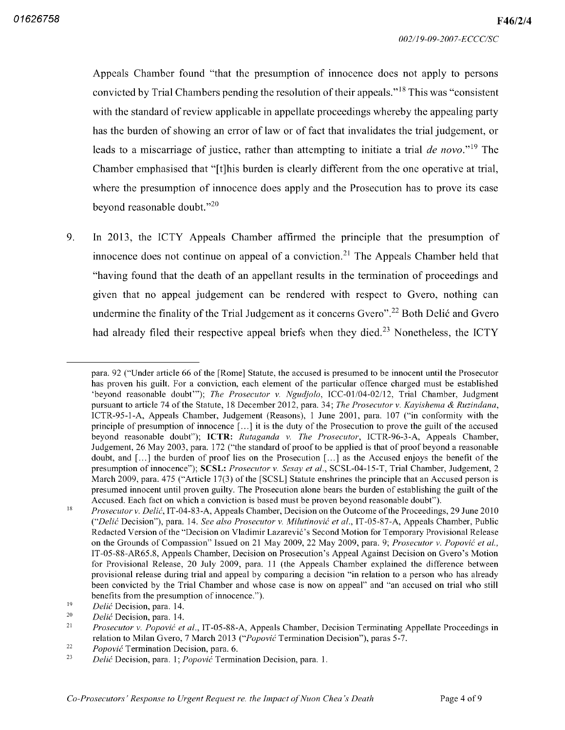Appeals Chamber found "that the presumption of innocence does not apply to persons convicted by Trial Chambers pending the resolution of their appeals."[18] This was "consistent with the standard of review applicable in appellate proceedings whereby the appealing party has the burden of showing an error of law or of fact that invalidates the trial judgement, or leads to a miscarriage of justice, rather than attempting to initiate a trial *de novo*."[19] The Chamber emphasised that "[t]his burden is clearly different from the one operative at trial, where the presumption of innocence does apply and the Prosecution has to prove its case beyond reasonable doubt."[20]

9. In 2013, the ICTY Appeals Chamber affirmed the principle that the presumption of innocence does not continue on appeal of a conviction.[21] The Appeals Chamber held that "having found that the death of an appellant results in the termination of proceedings and given that no appeal judgement can be rendered with respect to Gvero, nothing can undermine the finality of the Trial Judgement as it concerns Gvero".[22] Both Delić and Gvero had already filed their respective appeal briefs when they died.[23] Nonetheless, the ICTY

---

para. 92 ("Under article 66 of the [Rome] Statute, the accused is presumed to be innocent until the Prosecutor has proven his guilt. For a conviction, each element of the particular offence charged must be established 'beyond reasonable doubt'"); *The Prosecutor v. Ngudjolo*, ICC-01/04-02/12, Trial Chamber, Judgment pursuant to article 74 of the Statute, 18 December 2012, para. 34; *The Prosecutor v. Kayishema & Ruzindana*, ICTR-95-1-A, Appeals Chamber, Judgement (Reasons), 1 June 2001, para. 107 ("in conformity with the principle of presumption of innocence [...] it is the duty of the Prosecution to prove the guilt of the accused beyond reasonable doubt"); **ICTR:** *Rutaganda v. The Prosecutor*, ICTR-96-3-A, Appeals Chamber, Judgement, 26 May 2003, para. 172 ("the standard of proof to be applied is that of proof beyond a reasonable doubt, and [...] the burden of proof lies on the Prosecution [...] as the Accused enjoys the benefit of the presumption of innocence"); **SCSL:** *Prosecutor v. Sesay et al.*, SCSL-04-15-T, Trial Chamber, Judgement, 2 March 2009, para. 475 ("Article 17(3) of the [SCSL] Statute enshrines the principle that an Accused person is presumed innocent until proven guilty. The Prosecution alone bears the burden of establishing the guilt of the Accused. Each fact on which a conviction is based must be proven beyond reasonable doubt").

[18] *Prosecutor v. Delić*, IT-04-83-A, Appeals Chamber, Decision on the Outcome of the Proceedings, 29 June 2010 ("*Delić* Decision"), para. 14. *See also Prosecutor v. Milutinović et al.*, IT-05-87-A, Appeals Chamber, Public Redacted Version of the "Decision on Vladimir Lazarević's Second Motion for Temporary Provisional Release on the Grounds of Compassion" Issued on 21 May 2009, 22 May 2009, para. 9; *Prosecutor v. Popović et al.*, IT-05-88-AR65.8, Appeals Chamber, Decision on Prosecution's Appeal Against Decision on Gvero's Motion for Provisional Release, 20 July 2009, para. 11 (the Appeals Chamber explained the difference between provisional release during trial and appeal by comparing a decision "in relation to a person who has already been convicted by the Trial Chamber and whose case is now on appeal" and "an accused on trial who still benefits from the presumption of innocence.").

[19] *Delić* Decision, para. 14.

[20] *Delić* Decision, para. 14.

[21] *Prosecutor v. Popović et al.*, IT-05-88-A, Appeals Chamber, Decision Terminating Appellate Proceedings in relation to Milan Gvero, 7 March 2013 ("*Popović* Termination Decision"), paras 5-7.

[22] *Popović* Termination Decision, para. 6.

[23] *Delić* Decision, para. 1; *Popović* Termination Decision, para. 1.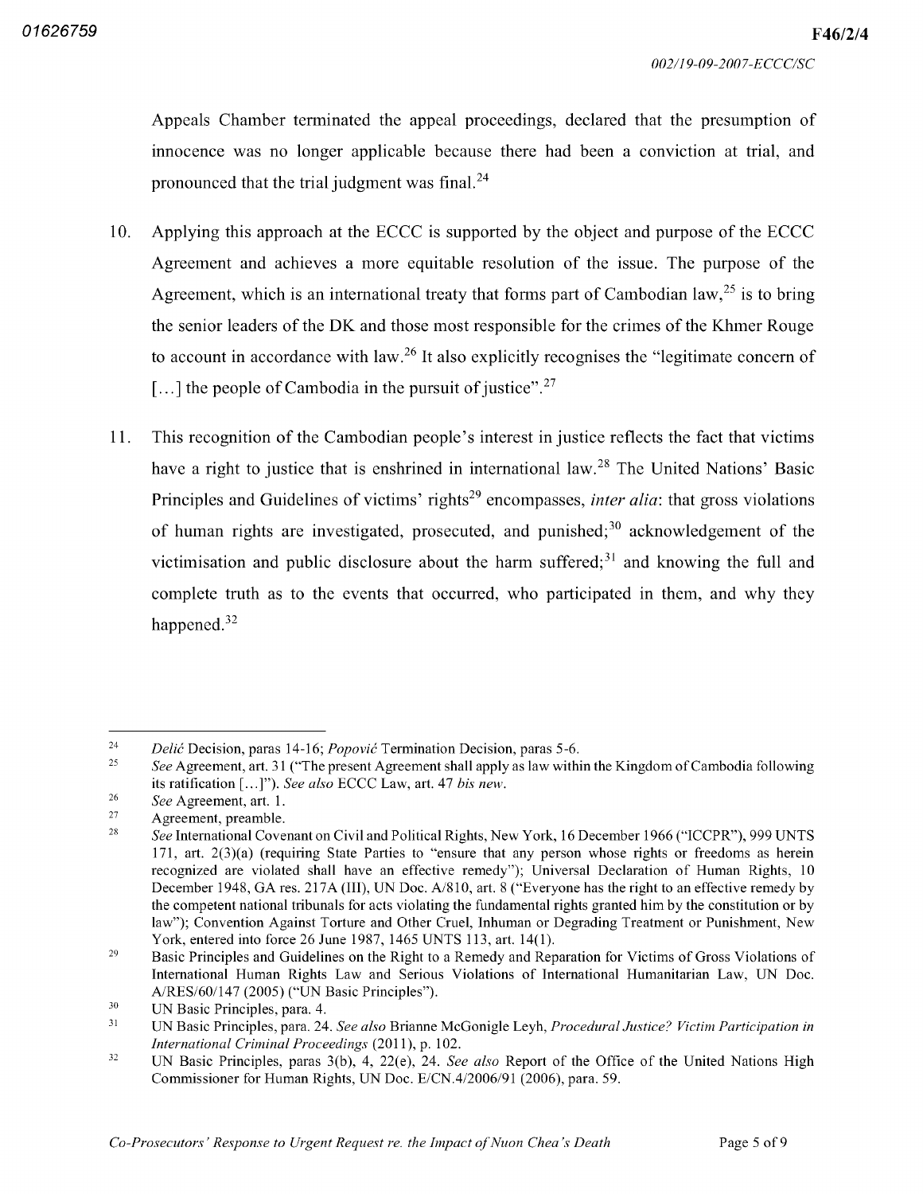Appeals Chamber terminated the appeal proceedings, declared that the presumption of innocence was no longer applicable because there had been a conviction at trial, and pronounced that the trial judgment was final.[24]

10. Applying this approach at the ECCC is supported by the object and purpose of the ECCC Agreement and achieves a more equitable resolution of the issue. The purpose of the Agreement, which is an international treaty that forms part of Cambodian law,[25] is to bring the senior leaders of the DK and those most responsible for the crimes of the Khmer Rouge to account in accordance with law.[26] It also explicitly recognises the "legitimate concern of [...] the people of Cambodia in the pursuit of justice".[27]

11. This recognition of the Cambodian people's interest in justice reflects the fact that victims have a right to justice that is enshrined in international law.[28] The United Nations' Basic Principles and Guidelines of victims' rights[29] encompasses, *inter alia*: that gross violations of human rights are investigated, prosecuted, and punished;[30] acknowledgement of the victimisation and public disclosure about the harm suffered;[31] and knowing the full and complete truth as to the events that occurred, who participated in them, and why they happened.[32]

---

[24] *Delić* Decision, paras 14-16; *Popović* Termination Decision, paras 5-6.

[25] *See* Agreement, art. 31 ("The present Agreement shall apply as law within the Kingdom of Cambodia following its ratification [...]"). *See also* ECCC Law, art. 47 *bis new*.

[26] *See* Agreement, art. 1.

[27] Agreement, preamble.

[28] *See* International Covenant on Civil and Political Rights, New York, 16 December 1966 ("ICCPR"), 999 UNTS 171, art. 2(3)(a) (requiring State Parties to "ensure that any person whose rights or freedoms as herein recognized are violated shall have an effective remedy"); Universal Declaration of Human Rights, 10 December 1948, GA res. 217A (III), UN Doc. A/810, art. 8 ("Everyone has the right to an effective remedy by the competent national tribunals for acts violating the fundamental rights granted him by the constitution or by law"); Convention Against Torture and Other Cruel, Inhuman or Degrading Treatment or Punishment, New York, entered into force 26 June 1987, 1465 UNTS 113, art. 14(1).

[29] Basic Principles and Guidelines on the Right to a Remedy and Reparation for Victims of Gross Violations of International Human Rights Law and Serious Violations of International Humanitarian Law, UN Doc. A/RES/60/147 (2005) ("UN Basic Principles").

[30] UN Basic Principles, para. 4.

[31] UN Basic Principles, para. 24. *See also* Brianne McGonigle Leyh, *Procedural Justice? Victim Participation in International Criminal Proceedings* (2011), p. 102.

[32] UN Basic Principles, paras 3(b), 4, 22(e), 24. *See also* Report of the Office of the United Nations High Commissioner for Human Rights, UN Doc. E/CN.4/2006/91 (2006), para. 59.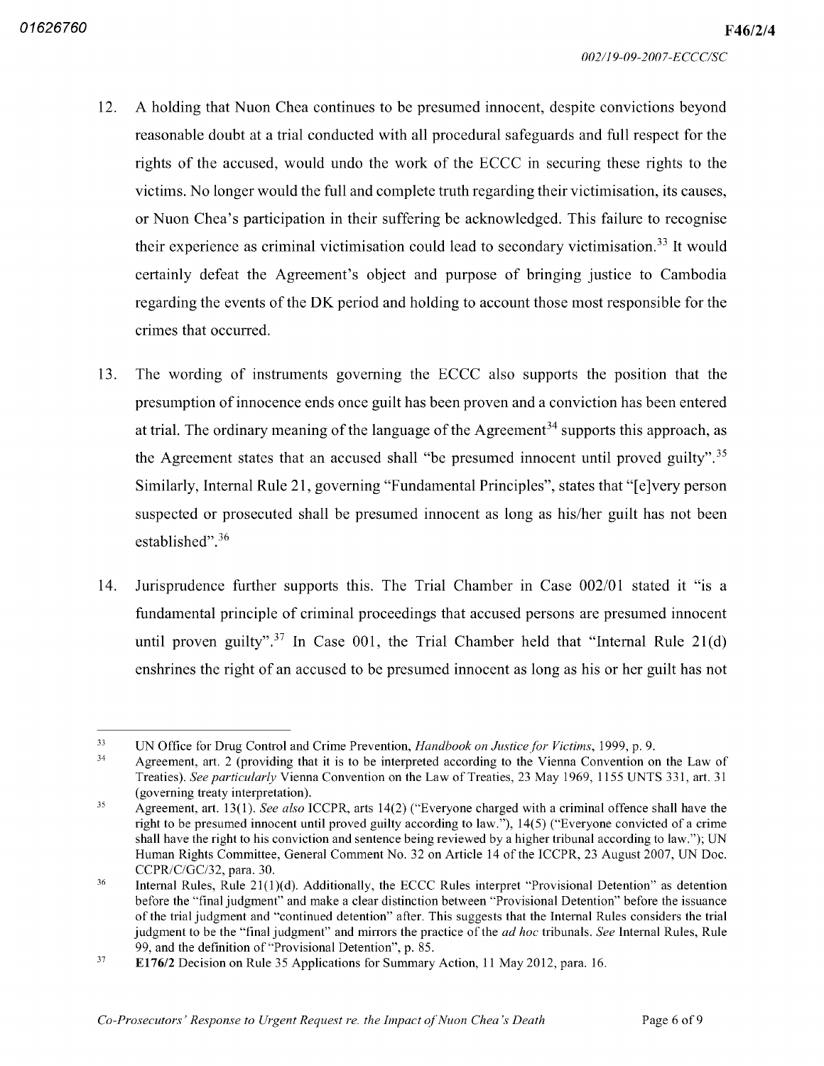12. A holding that Nuon Chea continues to be presumed innocent, despite convictions beyond reasonable doubt at a trial conducted with all procedural safeguards and full respect for the rights of the accused, would undo the work of the ECCC in securing these rights to the victims. No longer would the full and complete truth regarding their victimisation, its causes, or Nuon Chea's participation in their suffering be acknowledged. This failure to recognise their experience as criminal victimisation could lead to secondary victimisation.[33] It would certainly defeat the Agreement's object and purpose of bringing justice to Cambodia regarding the events of the DK period and holding to account those most responsible for the crimes that occurred.

13. The wording of instruments governing the ECCC also supports the position that the presumption of innocence ends once guilt has been proven and a conviction has been entered at trial. The ordinary meaning of the language of the Agreement[34] supports this approach, as the Agreement states that an accused shall "be presumed innocent until proved guilty".[35] Similarly, Internal Rule 21, governing "Fundamental Principles", states that "[e]very person suspected or prosecuted shall be presumed innocent as long as his/her guilt has not been established".[36]

14. Jurisprudence further supports this. The Trial Chamber in Case 002/01 stated it "is a fundamental principle of criminal proceedings that accused persons are presumed innocent until proven guilty".[37] In Case 001, the Trial Chamber held that "Internal Rule 21(d) enshrines the right of an accused to be presumed innocent as long as his or her guilt has not

---

[33] UN Office for Drug Control and Crime Prevention, *Handbook on Justice for Victims*, 1999, p. 9.

[34] Agreement, art. 2 (providing that it is to be interpreted according to the Vienna Convention on the Law of Treaties). *See particularly* Vienna Convention on the Law of Treaties, 23 May 1969, 1155 UNTS 331, art. 31 (governing treaty interpretation).

[35] Agreement, art. 13(1). *See also* ICCPR, arts 14(2) ("Everyone charged with a criminal offence shall have the right to be presumed innocent until proved guilty according to law."), 14(5) ("Everyone convicted of a crime shall have the right to his conviction and sentence being reviewed by a higher tribunal according to law."); UN Human Rights Committee, General Comment No. 32 on Article 14 of the ICCPR, 23 August 2007, UN Doc. CCPR/C/GC/32, para. 30.

[36] Internal Rules, Rule 21(1)(d). Additionally, the ECCC Rules interpret "Provisional Detention" as detention before the "final judgment" and make a clear distinction between "Provisional Detention" before the issuance of the trial judgment and "continued detention" after. This suggests that the Internal Rules considers the trial judgment to be the "final judgment" and mirrors the practice of the *ad hoc* tribunals. *See* Internal Rules, Rule 99, and the definition of "Provisional Detention", p. 85.

[37] **E176/2** Decision on Rule 35 Applications for Summary Action, 11 May 2012, para. 16.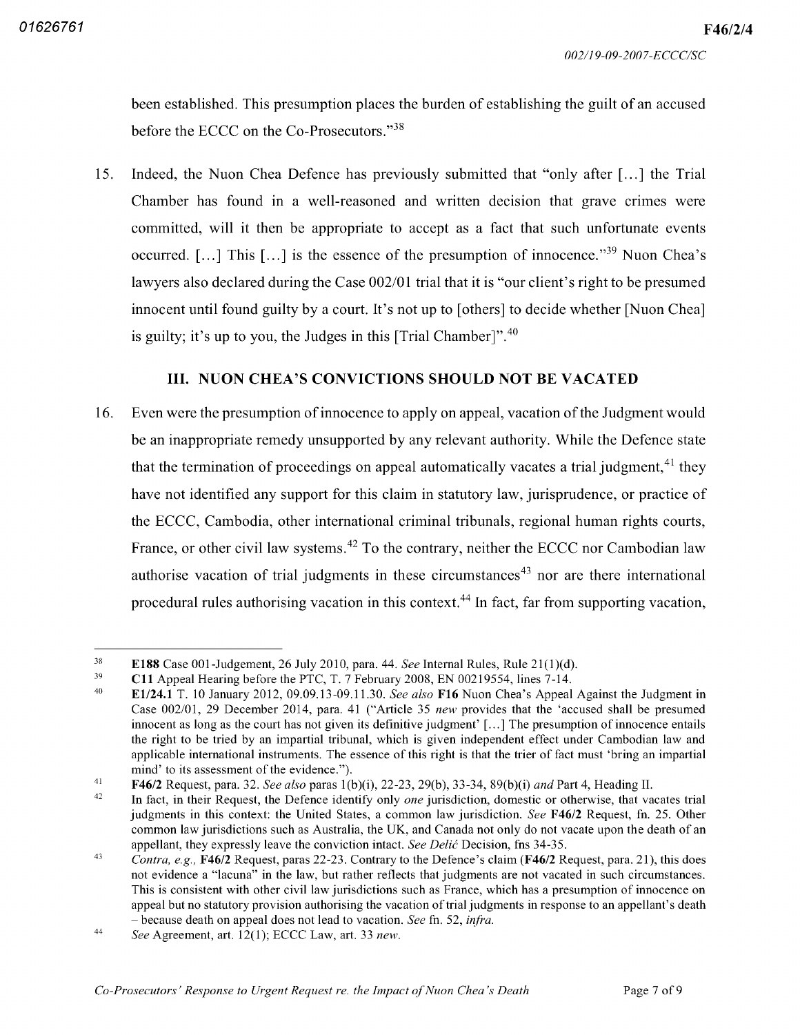been established. This presumption places the burden of establishing the guilt of an accused before the ECCC on the Co-Prosecutors."[38]

15. Indeed, the Nuon Chea Defence has previously submitted that "only after [...] the Trial Chamber has found in a well-reasoned and written decision that grave crimes were committed, will it then be appropriate to accept as a fact that such unfortunate events occurred. [...] This [...] is the essence of the presumption of innocence."[39] Nuon Chea's lawyers also declared during the Case 002/01 trial that it is "our client's right to be presumed innocent until found guilty by a court. It's not up to [others] to decide whether [Nuon Chea] is guilty; it's up to you, the Judges in this [Trial Chamber]".[40]

## III. NUON CHEA'S CONVICTIONS SHOULD NOT BE VACATED

16. Even were the presumption of innocence to apply on appeal, vacation of the Judgment would be an inappropriate remedy unsupported by any relevant authority. While the Defence state that the termination of proceedings on appeal automatically vacates a trial judgment,[41] they have not identified any support for this claim in statutory law, jurisprudence, or practice of the ECCC, Cambodia, other international criminal tribunals, regional human rights courts, France, or other civil law systems.[42] To the contrary, neither the ECCC nor Cambodian law authorise vacation of trial judgments in these circumstances[43] nor are there international procedural rules authorising vacation in this context.[44] In fact, far from supporting vacation,

---

[38] **E188** Case 001-Judgement, 26 July 2010, para. 44. *See* Internal Rules, Rule 21(1)(d).

[39] **C11** Appeal Hearing before the PTC, T. 7 February 2008, EN 00219554, lines 7-14.

[40] **E1/24.1** T. 10 January 2012, 09.09.13-09.11.30. *See also* **F16** Nuon Chea's Appeal Against the Judgment in Case 002/01, 29 December 2014, para. 41 ("Article 35 *new* provides that the 'accused shall be presumed innocent as long as the court has not given its definitive judgment' [...] The presumption of innocence entails the right to be tried by an impartial tribunal, which is given independent effect under Cambodian law and applicable international instruments. The essence of this right is that the trier of fact must 'bring an impartial mind' to its assessment of the evidence.").

[41] **F46/2** Request, para. 32. *See also* paras 1(b)(i), 22-23, 29(b), 33-34, 89(b)(i) *and* Part 4, Heading II.

[42] In fact, in their Request, the Defence identify only *one* jurisdiction, domestic or otherwise, that vacates trial judgments in this context: the United States, a common law jurisdiction. *See* **F46/2** Request, fn. 25. Other common law jurisdictions such as Australia, the UK, and Canada not only do not vacate upon the death of an appellant, they expressly leave the conviction intact. *See Delić* Decision, fns 34-35.

[43] *Contra, e.g.,* **F46/2** Request, paras 22-23. Contrary to the Defence's claim (**F46/2** Request, para. 21), this does not evidence a "lacuna" in the law, but rather reflects that judgments are not vacated in such circumstances. This is consistent with other civil law jurisdictions such as France, which has a presumption of innocence on appeal but no statutory provision authorising the vacation of trial judgments in response to an appellant's death – because death on appeal does not lead to vacation. *See* fn. 52, *infra.*

[44] *See* Agreement, art. 12(1); ECCC Law, art. 33 *new.*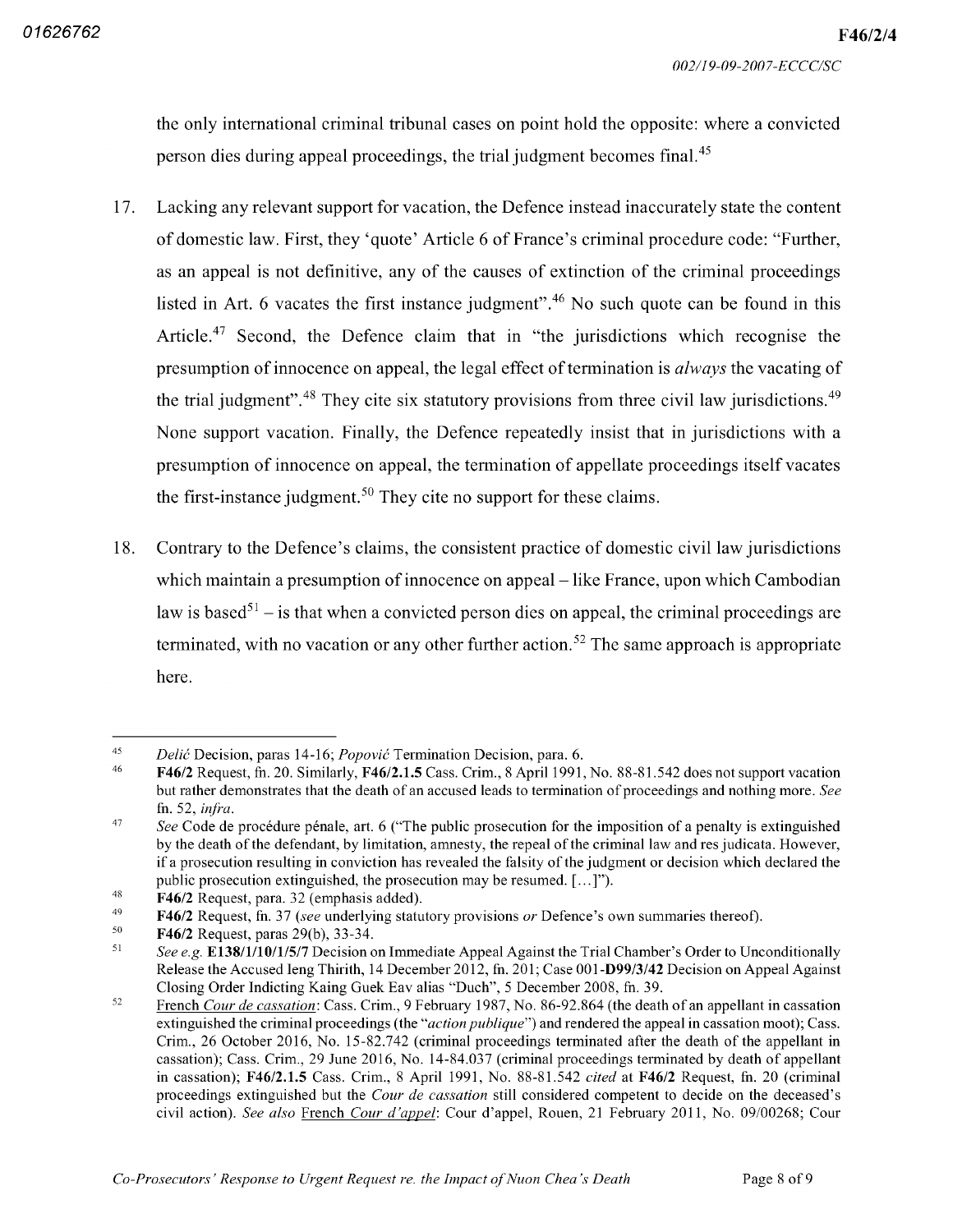the only international criminal tribunal cases on point hold the opposite: where a convicted person dies during appeal proceedings, the trial judgment becomes final.[45]

17. Lacking any relevant support for vacation, the Defence instead inaccurately state the content of domestic law. First, they 'quote' Article 6 of France's criminal procedure code: "Further, as an appeal is not definitive, any of the causes of extinction of the criminal proceedings listed in Art. 6 vacates the first instance judgment".[46] No such quote can be found in this Article.[47] Second, the Defence claim that in "the jurisdictions which recognise the presumption of innocence on appeal, the legal effect of termination is *always* the vacating of the trial judgment".[48] They cite six statutory provisions from three civil law jurisdictions.[49] None support vacation. Finally, the Defence repeatedly insist that in jurisdictions with a presumption of innocence on appeal, the termination of appellate proceedings itself vacates the first-instance judgment.[50] They cite no support for these claims.

18. Contrary to the Defence's claims, the consistent practice of domestic civil law jurisdictions which maintain a presumption of innocence on appeal – like France, upon which Cambodian law is based[51] – is that when a convicted person dies on appeal, the criminal proceedings are terminated, with no vacation or any other further action.[52] The same approach is appropriate here.

---

[45] *Delić* Decision, paras 14-16; *Popović* Termination Decision, para. 6.

[46] **F46/2** Request, fn. 20. Similarly, **F46/2.1.5** Cass. Crim., 8 April 1991, No. 88-81.542 does not support vacation but rather demonstrates that the death of an accused leads to termination of proceedings and nothing more. *See* fn. 52, *infra*.

[47] *See* Code de procédure pénale, art. 6 ("The public prosecution for the imposition of a penalty is extinguished by the death of the defendant, by limitation, amnesty, the repeal of the criminal law and res judicata. However, if a prosecution resulting in conviction has revealed the falsity of the judgment or decision which declared the public prosecution extinguished, the prosecution may be resumed. [...]").

[48] **F46/2** Request, para. 32 (emphasis added).

[49] **F46/2** Request, fn. 37 (*see* underlying statutory provisions *or* Defence's own summaries thereof).

[50] **F46/2** Request, paras 29(b), 33-34.

[51] *See e.g.* **E138/1/10/1/5/7** Decision on Immediate Appeal Against the Trial Chamber's Order to Unconditionally Release the Accused Ieng Thirith, 14 December 2012, fn. 201; Case 001-**D99/3/42** Decision on Appeal Against Closing Order Indicting Kaing Guek Eav alias "Duch", 5 December 2008, fn. 39.

[52] French *Cour de cassation*: Cass. Crim., 9 February 1987, No. 86-92.864 (the death of an appellant in cassation extinguished the criminal proceedings (the "*action publique*") and rendered the appeal in cassation moot); Cass. Crim., 26 October 2016, No. 15-82.742 (criminal proceedings terminated after the death of the appellant in cassation); Cass. Crim., 29 June 2016, No. 14-84.037 (criminal proceedings terminated by death of appellant in cassation); **F46/2.1.5** Cass. Crim., 8 April 1991, No. 88-81.542 *cited* at **F46/2** Request, fn. 20 (criminal proceedings extinguished but the *Cour de cassation* still considered competent to decide on the deceased's civil action). *See also* French *Cour d'appel*: Cour d'appel, Rouen, 21 February 2011, No. 09/00268; Cour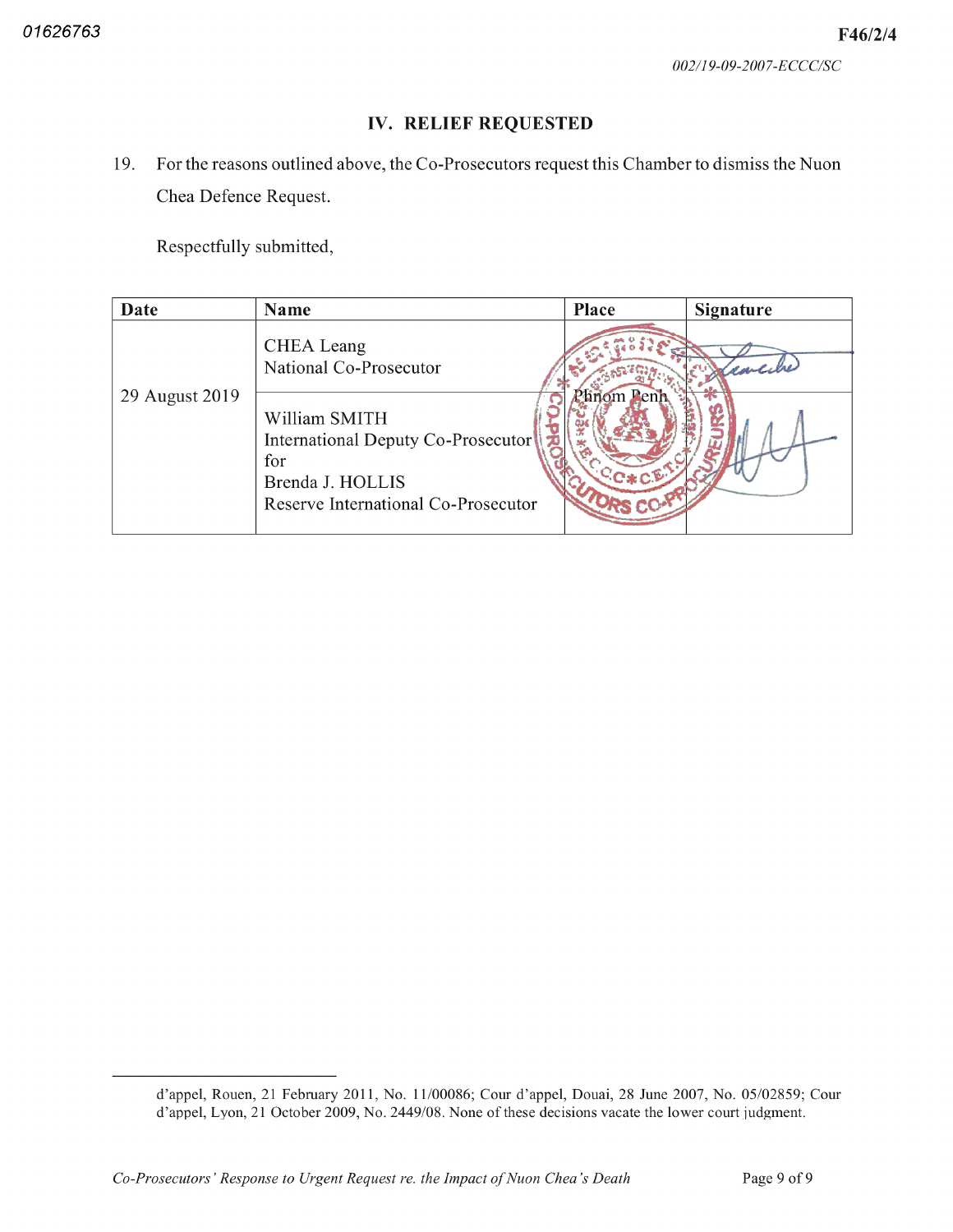## IV. RELIEF REQUESTED

19. For the reasons outlined above, the Co-Prosecutors request this Chamber to dismiss the Nuon Chea Defence Request.

Respectfully submitted,

| Date | Name | Place | Signature |
|---|---|---|---|
| 29 August 2019 | CHEA Leang<br>National Co-Prosecutor | Phnom Penh | |
| | William SMITH<br>International Deputy Co-Prosecutor for<br>Brenda J. HOLLIS<br>Reserve International Co-Prosecutor | | |

---

d'appel, Rouen, 21 February 2011, No. 11/00086; Cour d'appel, Douai, 28 June 2007, No. 05/02859; Cour d'appel, Lyon, 21 October 2009, No. 2449/08. None of these decisions vacate the lower court judgment.